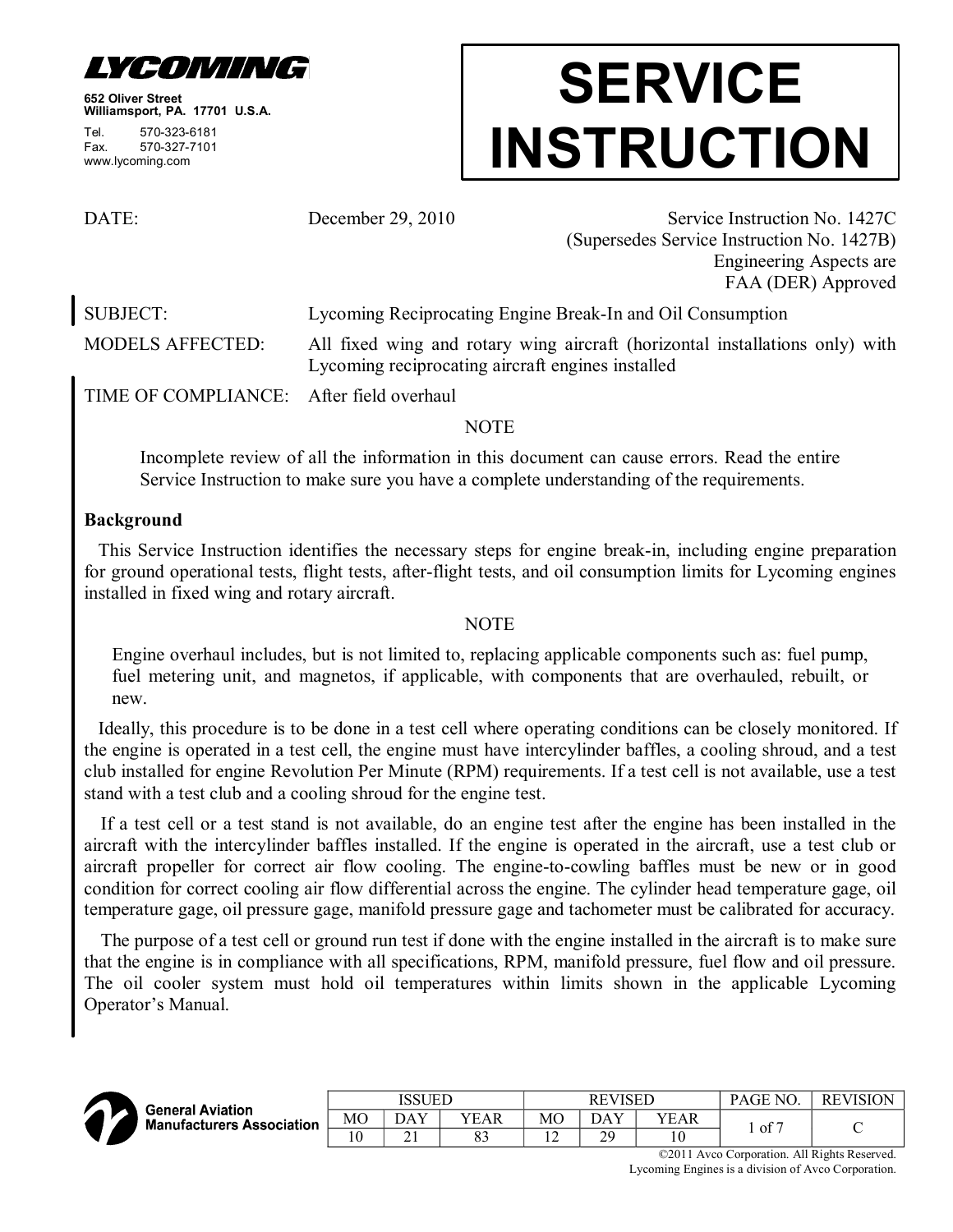**LYCOMING**

652 Oliver Street
Williamsport, PA. 17701 U.S.A.

Tel. 570-323-6181
Fax. 570-327-7101
www.lycoming.com

# SERVICE INSTRUCTION

DATE: December 29, 2010

Service Instruction No. 1427C
(Supersedes Service Instruction No. 1427B)
Engineering Aspects are
FAA (DER) Approved

SUBJECT: Lycoming Reciprocating Engine Break-In and Oil Consumption

MODELS AFFECTED: All fixed wing and rotary wing aircraft (horizontal installations only) with Lycoming reciprocating aircraft engines installed

TIME OF COMPLIANCE: After field overhaul

NOTE

Incomplete review of all the information in this document can cause errors. Read the entire Service Instruction to make sure you have a complete understanding of the requirements.

**Background**

This Service Instruction identifies the necessary steps for engine break-in, including engine preparation for ground operational tests, flight tests, after-flight tests, and oil consumption limits for Lycoming engines installed in fixed wing and rotary aircraft.

NOTE

Engine overhaul includes, but is not limited to, replacing applicable components such as: fuel pump, fuel metering unit, and magnetos, if applicable, with components that are overhauled, rebuilt, or new.

Ideally, this procedure is to be done in a test cell where operating conditions can be closely monitored. If the engine is operated in a test cell, the engine must have intercylinder baffles, a cooling shroud, and a test club installed for engine Revolution Per Minute (RPM) requirements. If a test cell is not available, use a test stand with a test club and a cooling shroud for the engine test.

If a test cell or a test stand is not available, do an engine test after the engine has been installed in the aircraft with the intercylinder baffles installed. If the engine is operated in the aircraft, use a test club or aircraft propeller for correct air flow cooling. The engine-to-cowling baffles must be new or in good condition for correct cooling air flow differential across the engine. The cylinder head temperature gage, oil temperature gage, oil pressure gage, manifold pressure gage and tachometer must be calibrated for accuracy.

The purpose of a test cell or ground run test if done with the engine installed in the aircraft is to make sure that the engine is in compliance with all specifications, RPM, manifold pressure, fuel flow and oil pressure. The oil cooler system must hold oil temperatures within limits shown in the applicable Lycoming Operator's Manual.

General Aviation Manufacturers Association

| ISSUED | | | REVISED | | | PAGE NO. | REVISION |
|---|---|---|---|---|---|---|---|
| MO | DAY | YEAR | MO | DAY | YEAR | | |
| 10 | 21 | 83 | 12 | 29 | 10 | 1 of 7 | C |

©2011 Avco Corporation. All Rights Reserved.
Lycoming Engines is a division of Avco Corporation.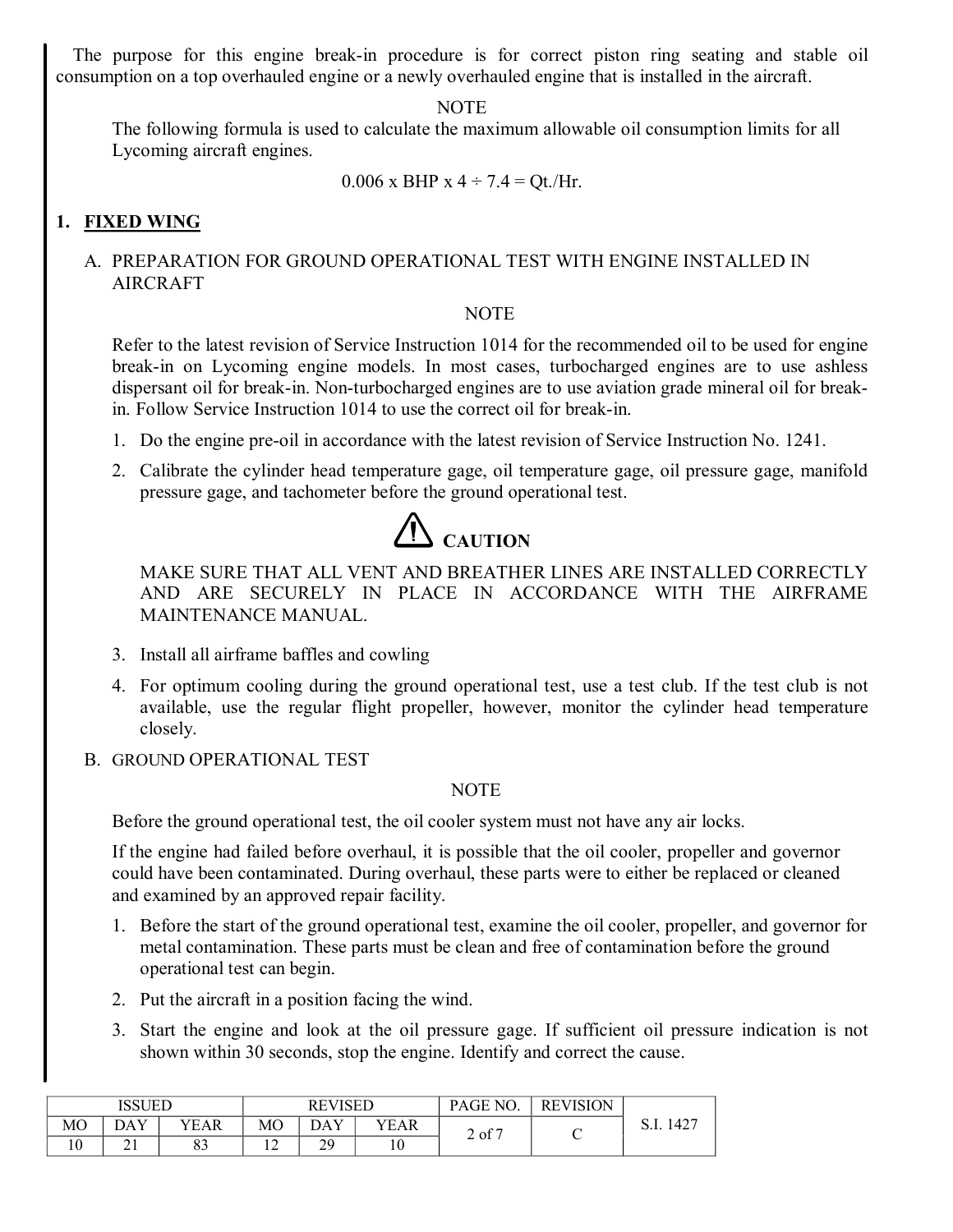The purpose for this engine break-in procedure is for correct piston ring seating and stable oil consumption on a top overhauled engine or a newly overhauled engine that is installed in the aircraft.

NOTE

The following formula is used to calculate the maximum allowable oil consumption limits for all Lycoming aircraft engines.

$$0.006 \times BHP \times 4 \div 7.4 = Qt./Hr.$$

## 1. FIXED WING

### A. PREPARATION FOR GROUND OPERATIONAL TEST WITH ENGINE INSTALLED IN AIRCRAFT

NOTE

Refer to the latest revision of Service Instruction 1014 for the recommended oil to be used for engine break-in on Lycoming engine models. In most cases, turbocharged engines are to use ashless dispersant oil for break-in. Non-turbocharged engines are to use aviation grade mineral oil for break-in. Follow Service Instruction 1014 to use the correct oil for break-in.

1. Do the engine pre-oil in accordance with the latest revision of Service Instruction No. 1241.
2. Calibrate the cylinder head temperature gage, oil temperature gage, oil pressure gage, manifold pressure gage, and tachometer before the ground operational test.

**CAUTION**

MAKE SURE THAT ALL VENT AND BREATHER LINES ARE INSTALLED CORRECTLY AND ARE SECURELY IN PLACE IN ACCORDANCE WITH THE AIRFRAME MAINTENANCE MANUAL.

3. Install all airframe baffles and cowling
4. For optimum cooling during the ground operational test, use a test club. If the test club is not available, use the regular flight propeller, however, monitor the cylinder head temperature closely.

### B. GROUND OPERATIONAL TEST

NOTE

Before the ground operational test, the oil cooler system must not have any air locks.

If the engine had failed before overhaul, it is possible that the oil cooler, propeller and governor could have been contaminated. During overhaul, these parts were to either be replaced or cleaned and examined by an approved repair facility.

1. Before the start of the ground operational test, examine the oil cooler, propeller, and governor for metal contamination. These parts must be clean and free of contamination before the ground operational test can begin.
2. Put the aircraft in a position facing the wind.
3. Start the engine and look at the oil pressure gage. If sufficient oil pressure indication is not shown within 30 seconds, stop the engine. Identify and correct the cause.

| ISSUED | | | REVISED | | | PAGE NO. | REVISION | S.I. 1427 |
|---|---|---|---|---|---|---|---|---|
| MO | DAY | YEAR | MO | DAY | YEAR | 2 of 7 | C | |
| 10 | 21 | 83 | 12 | 29 | 10 | | | |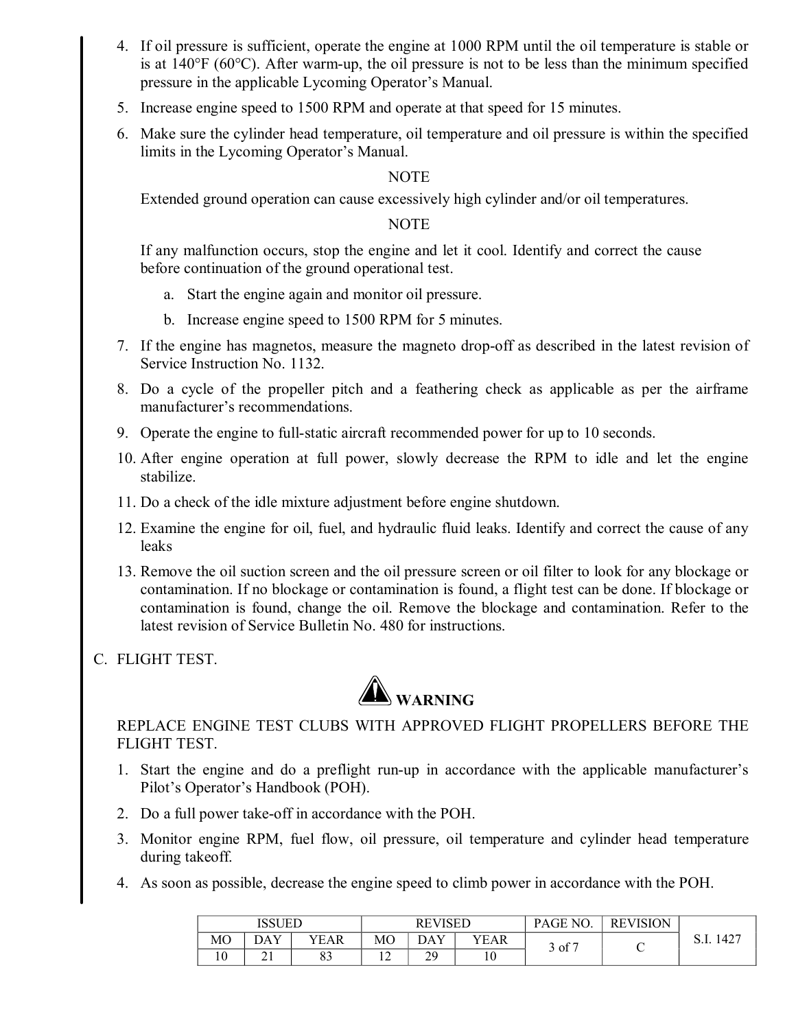4. If oil pressure is sufficient, operate the engine at 1000 RPM until the oil temperature is stable or is at 140°F (60°C). After warm-up, the oil pressure is not to be less than the minimum specified pressure in the applicable Lycoming Operator's Manual.
5. Increase engine speed to 1500 RPM and operate at that speed for 15 minutes.
6. Make sure the cylinder head temperature, oil temperature and oil pressure is within the specified limits in the Lycoming Operator's Manual.

   NOTE

   Extended ground operation can cause excessively high cylinder and/or oil temperatures.

   NOTE

   If any malfunction occurs, stop the engine and let it cool. Identify and correct the cause before continuation of the ground operational test.

   a. Start the engine again and monitor oil pressure.
   b. Increase engine speed to 1500 RPM for 5 minutes.
7. If the engine has magnetos, measure the magneto drop-off as described in the latest revision of Service Instruction No. 1132.
8. Do a cycle of the propeller pitch and a feathering check as applicable as per the airframe manufacturer's recommendations.
9. Operate the engine to full-static aircraft recommended power for up to 10 seconds.
10. After engine operation at full power, slowly decrease the RPM to idle and let the engine stabilize.
11. Do a check of the idle mixture adjustment before engine shutdown.
12. Examine the engine for oil, fuel, and hydraulic fluid leaks. Identify and correct the cause of any leaks
13. Remove the oil suction screen and the oil pressure screen or oil filter to look for any blockage or contamination. If no blockage or contamination is found, a flight test can be done. If blockage or contamination is found, change the oil. Remove the blockage and contamination. Refer to the latest revision of Service Bulletin No. 480 for instructions.

C. FLIGHT TEST.

**WARNING**

REPLACE ENGINE TEST CLUBS WITH APPROVED FLIGHT PROPELLERS BEFORE THE FLIGHT TEST.

1. Start the engine and do a preflight run-up in accordance with the applicable manufacturer's Pilot's Operator's Handbook (POH).
2. Do a full power take-off in accordance with the POH.
3. Monitor engine RPM, fuel flow, oil pressure, oil temperature and cylinder head temperature during takeoff.
4. As soon as possible, decrease the engine speed to climb power in accordance with the POH.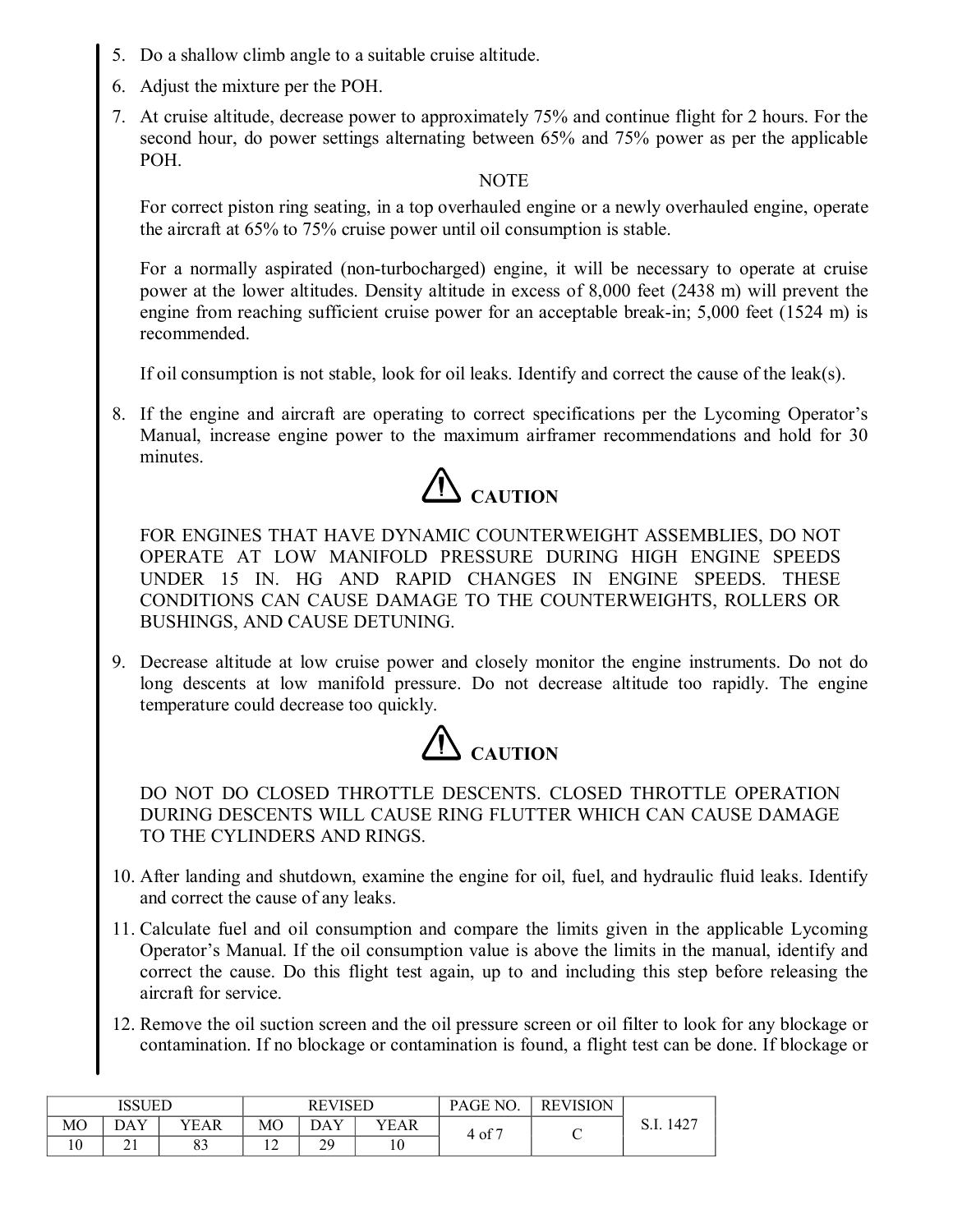5. Do a shallow climb angle to a suitable cruise altitude.
6. Adjust the mixture per the POH.
7. At cruise altitude, decrease power to approximately 75% and continue flight for 2 hours. For the second hour, do power settings alternating between 65% and 75% power as per the applicable POH.

   NOTE

   For correct piston ring seating, in a top overhauled engine or a newly overhauled engine, operate the aircraft at 65% to 75% cruise power until oil consumption is stable.

   For a normally aspirated (non-turbocharged) engine, it will be necessary to operate at cruise power at the lower altitudes. Density altitude in excess of 8,000 feet (2438 m) will prevent the engine from reaching sufficient cruise power for an acceptable break-in; 5,000 feet (1524 m) is recommended.

   If oil consumption is not stable, look for oil leaks. Identify and correct the cause of the leak(s).

8. If the engine and aircraft are operating to correct specifications per the Lycoming Operator's Manual, increase engine power to the maximum airframer recommendations and hold for 30 minutes.

   **CAUTION**

   FOR ENGINES THAT HAVE DYNAMIC COUNTERWEIGHT ASSEMBLIES, DO NOT OPERATE AT LOW MANIFOLD PRESSURE DURING HIGH ENGINE SPEEDS UNDER 15 IN. HG AND RAPID CHANGES IN ENGINE SPEEDS. THESE CONDITIONS CAN CAUSE DAMAGE TO THE COUNTERWEIGHTS, ROLLERS OR BUSHINGS, AND CAUSE DETUNING.

9. Decrease altitude at low cruise power and closely monitor the engine instruments. Do not do long descents at low manifold pressure. Do not decrease altitude too rapidly. The engine temperature could decrease too quickly.

   **CAUTION**

   DO NOT DO CLOSED THROTTLE DESCENTS. CLOSED THROTTLE OPERATION DURING DESCENTS WILL CAUSE RING FLUTTER WHICH CAN CAUSE DAMAGE TO THE CYLINDERS AND RINGS.

10. After landing and shutdown, examine the engine for oil, fuel, and hydraulic fluid leaks. Identify and correct the cause of any leaks.
11. Calculate fuel and oil consumption and compare the limits given in the applicable Lycoming Operator's Manual. If the oil consumption value is above the limits in the manual, identify and correct the cause. Do this flight test again, up to and including this step before releasing the aircraft for service.
12. Remove the oil suction screen and the oil pressure screen or oil filter to look for any blockage or contamination. If no blockage or contamination is found, a flight test can be done. If blockage or

| ISSUED | | | REVISED | | | PAGE NO. | REVISION | S.I. 1427 |
|---|---|---|---|---|---|---|---|---|
| MO | DAY | YEAR | MO | DAY | YEAR | 4 of 7 | C | |
| 10 | 21 | 83 | 12 | 29 | 10 | | | |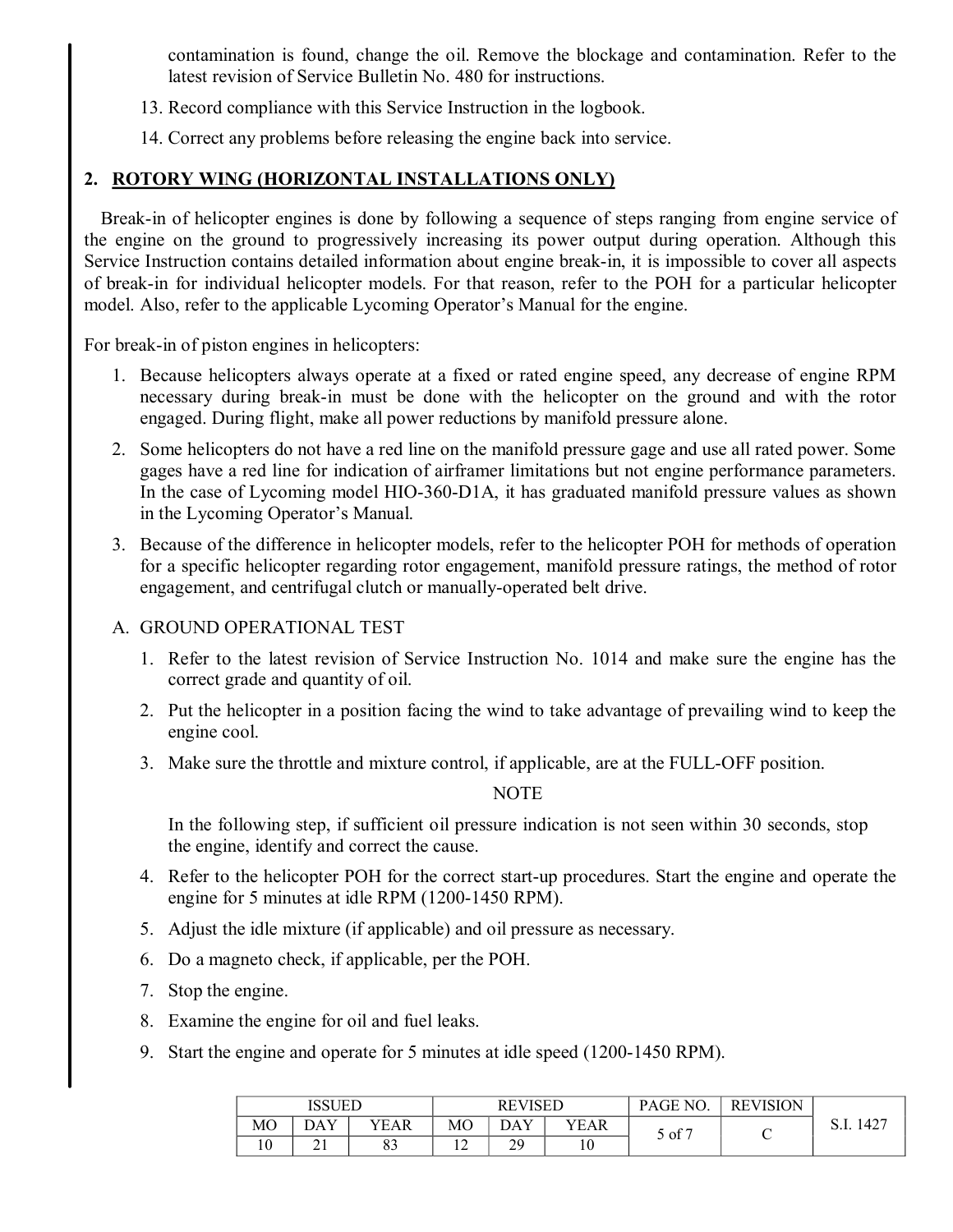contamination is found, change the oil. Remove the blockage and contamination. Refer to the latest revision of Service Bulletin No. 480 for instructions.

13. Record compliance with this Service Instruction in the logbook.
14. Correct any problems before releasing the engine back into service.

## 2. ROTORY WING (HORIZONTAL INSTALLATIONS ONLY)

Break-in of helicopter engines is done by following a sequence of steps ranging from engine service of the engine on the ground to progressively increasing its power output during operation. Although this Service Instruction contains detailed information about engine break-in, it is impossible to cover all aspects of break-in for individual helicopter models. For that reason, refer to the POH for a particular helicopter model. Also, refer to the applicable Lycoming Operator's Manual for the engine.

For break-in of piston engines in helicopters:

1. Because helicopters always operate at a fixed or rated engine speed, any decrease of engine RPM necessary during break-in must be done with the helicopter on the ground and with the rotor engaged. During flight, make all power reductions by manifold pressure alone.
2. Some helicopters do not have a red line on the manifold pressure gage and use all rated power. Some gages have a red line for indication of airframer limitations but not engine performance parameters. In the case of Lycoming model HIO-360-D1A, it has graduated manifold pressure values as shown in the Lycoming Operator's Manual.
3. Because of the difference in helicopter models, refer to the helicopter POH for methods of operation for a specific helicopter regarding rotor engagement, manifold pressure ratings, the method of rotor engagement, and centrifugal clutch or manually-operated belt drive.

A. GROUND OPERATIONAL TEST

1. Refer to the latest revision of Service Instruction No. 1014 and make sure the engine has the correct grade and quantity of oil.
2. Put the helicopter in a position facing the wind to take advantage of prevailing wind to keep the engine cool.
3. Make sure the throttle and mixture control, if applicable, are at the FULL-OFF position.

NOTE

In the following step, if sufficient oil pressure indication is not seen within 30 seconds, stop the engine, identify and correct the cause.

4. Refer to the helicopter POH for the correct start-up procedures. Start the engine and operate the engine for 5 minutes at idle RPM (1200-1450 RPM).
5. Adjust the idle mixture (if applicable) and oil pressure as necessary.
6. Do a magneto check, if applicable, per the POH.
7. Stop the engine.
8. Examine the engine for oil and fuel leaks.
9. Start the engine and operate for 5 minutes at idle speed (1200-1450 RPM).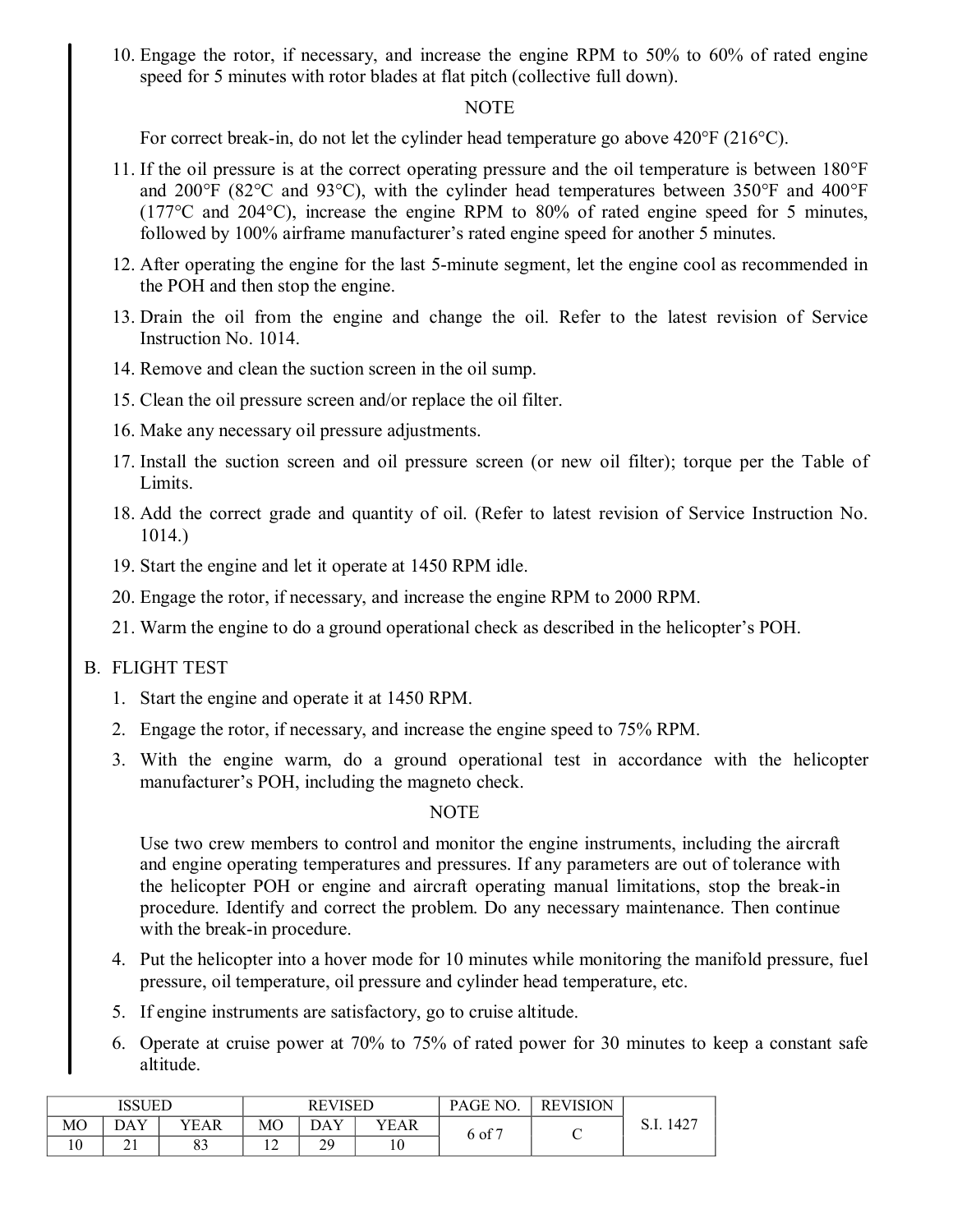10. Engage the rotor, if necessary, and increase the engine RPM to 50% to 60% of rated engine speed for 5 minutes with rotor blades at flat pitch (collective full down).

NOTE

For correct break-in, do not let the cylinder head temperature go above 420°F (216°C).

11. If the oil pressure is at the correct operating pressure and the oil temperature is between 180°F and 200°F (82°C and 93°C), with the cylinder head temperatures between 350°F and 400°F (177°C and 204°C), increase the engine RPM to 80% of rated engine speed for 5 minutes, followed by 100% airframe manufacturer's rated engine speed for another 5 minutes.
12. After operating the engine for the last 5-minute segment, let the engine cool as recommended in the POH and then stop the engine.
13. Drain the oil from the engine and change the oil. Refer to the latest revision of Service Instruction No. 1014.
14. Remove and clean the suction screen in the oil sump.
15. Clean the oil pressure screen and/or replace the oil filter.
16. Make any necessary oil pressure adjustments.
17. Install the suction screen and oil pressure screen (or new oil filter); torque per the Table of Limits.
18. Add the correct grade and quantity of oil. (Refer to latest revision of Service Instruction No. 1014.)
19. Start the engine and let it operate at 1450 RPM idle.
20. Engage the rotor, if necessary, and increase the engine RPM to 2000 RPM.
21. Warm the engine to do a ground operational check as described in the helicopter's POH.

B. FLIGHT TEST

1. Start the engine and operate it at 1450 RPM.
2. Engage the rotor, if necessary, and increase the engine speed to 75% RPM.
3. With the engine warm, do a ground operational test in accordance with the helicopter manufacturer's POH, including the magneto check.

NOTE

Use two crew members to control and monitor the engine instruments, including the aircraft and engine operating temperatures and pressures. If any parameters are out of tolerance with the helicopter POH or engine and aircraft operating manual limitations, stop the break-in procedure. Identify and correct the problem. Do any necessary maintenance. Then continue with the break-in procedure.

4. Put the helicopter into a hover mode for 10 minutes while monitoring the manifold pressure, fuel pressure, oil temperature, oil pressure and cylinder head temperature, etc.
5. If engine instruments are satisfactory, go to cruise altitude.
6. Operate at cruise power at 70% to 75% of rated power for 30 minutes to keep a constant safe altitude.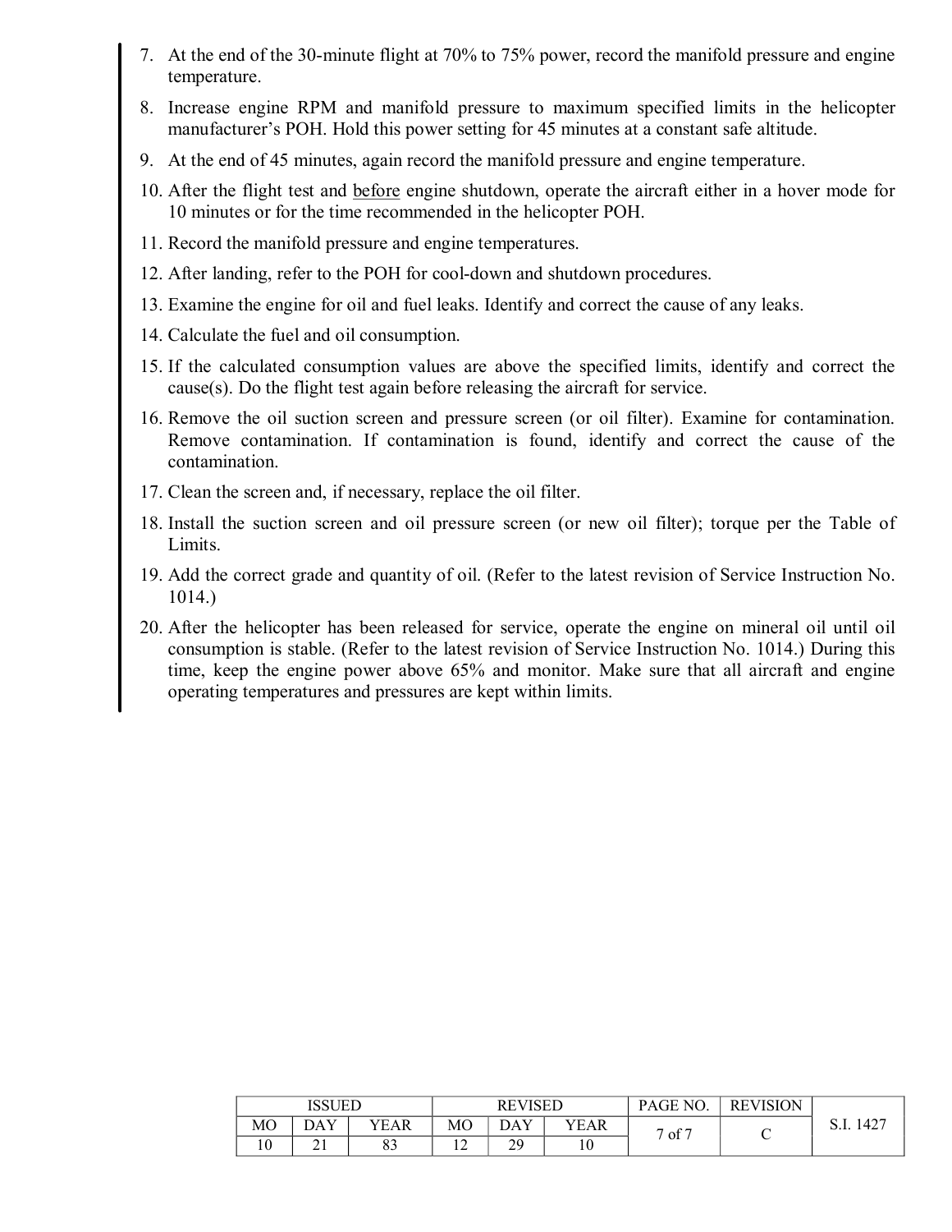7. At the end of the 30-minute flight at 70% to 75% power, record the manifold pressure and engine temperature.
8. Increase engine RPM and manifold pressure to maximum specified limits in the helicopter manufacturer's POH. Hold this power setting for 45 minutes at a constant safe altitude.
9. At the end of 45 minutes, again record the manifold pressure and engine temperature.
10. After the flight test and before engine shutdown, operate the aircraft either in a hover mode for 10 minutes or for the time recommended in the helicopter POH.
11. Record the manifold pressure and engine temperatures.
12. After landing, refer to the POH for cool-down and shutdown procedures.
13. Examine the engine for oil and fuel leaks. Identify and correct the cause of any leaks.
14. Calculate the fuel and oil consumption.
15. If the calculated consumption values are above the specified limits, identify and correct the cause(s). Do the flight test again before releasing the aircraft for service.
16. Remove the oil suction screen and pressure screen (or oil filter). Examine for contamination. Remove contamination. If contamination is found, identify and correct the cause of the contamination.
17. Clean the screen and, if necessary, replace the oil filter.
18. Install the suction screen and oil pressure screen (or new oil filter); torque per the Table of Limits.
19. Add the correct grade and quantity of oil. (Refer to the latest revision of Service Instruction No. 1014.)
20. After the helicopter has been released for service, operate the engine on mineral oil until oil consumption is stable. (Refer to the latest revision of Service Instruction No. 1014.) During this time, keep the engine power above 65% and monitor. Make sure that all aircraft and engine operating temperatures and pressures are kept within limits.

| ISSUED | | | REVISED | | | PAGE NO. | REVISION | S.I. 1427 |
|---|---|---|---|---|---|---|---|---|
| MO | DAY | YEAR | MO | DAY | YEAR | 7 of 7 | C | |
| 10 | 21 | 83 | 12 | 29 | 10 | | | |